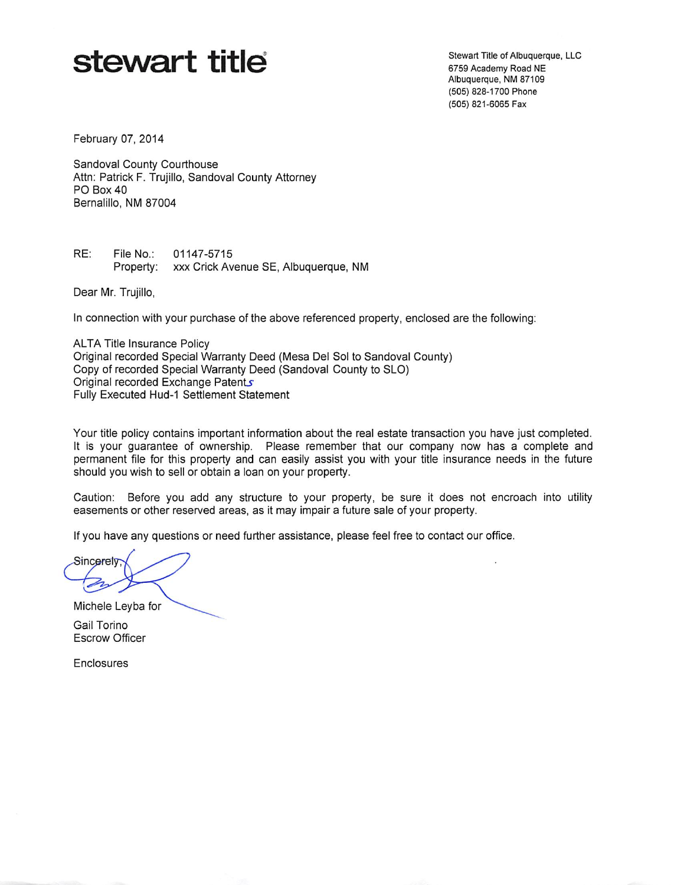**stewart title**

Stewart Title of Albuquerque, LLC
6759 Academy Road NE
Albuquerque, NM 87109
(505) 828-1700 Phone
(505) 821-6065 Fax

February 07, 2014

Sandoval County Courthouse
Attn: Patrick F. Trujillo, Sandoval County Attorney
PO Box 40
Bernalillo, NM 87004

RE: File No.: 01147-5715
Property: xxx Crick Avenue SE, Albuquerque, NM

Dear Mr. Trujillo,

In connection with your purchase of the above referenced property, enclosed are the following:

ALTA Title Insurance Policy
Original recorded Special Warranty Deed (Mesa Del Sol to Sandoval County)
Copy of recorded Special Warranty Deed (Sandoval County to SLO)
Original recorded Exchange Patents
Fully Executed Hud-1 Settlement Statement

Your title policy contains important information about the real estate transaction you have just completed. It is your guarantee of ownership. Please remember that our company now has a complete and permanent file for this property and can easily assist you with your title insurance needs in the future should you wish to sell or obtain a loan on your property.

Caution: Before you add any structure to your property, be sure it does not encroach into utility easements or other reserved areas, as it may impair a future sale of your property.

If you have any questions or need further assistance, please feel free to contact our office.

Sincerely,

Michele Leyba for

Gail Torino
Escrow Officer

Enclosures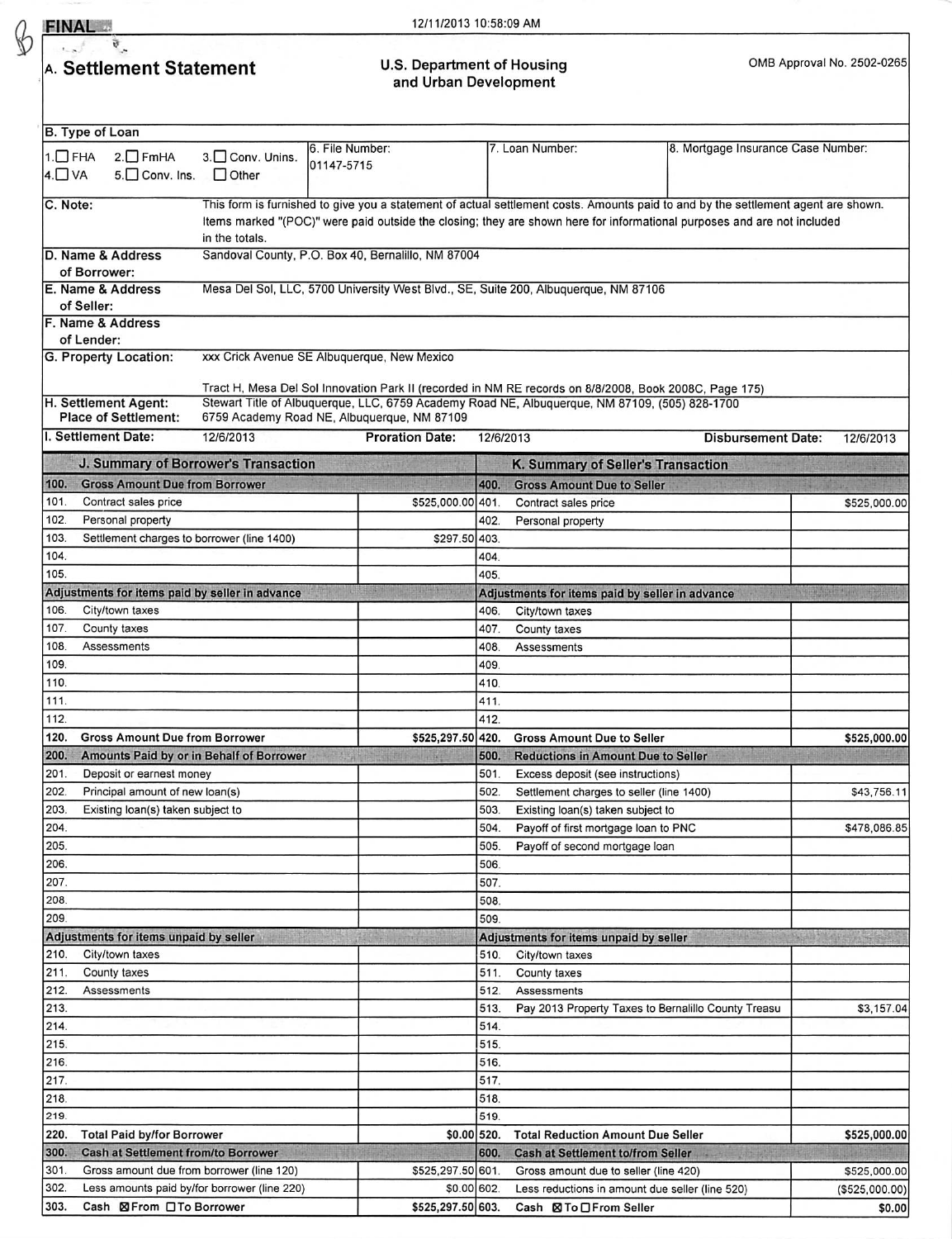**FINAL**

12/11/2013 10:58:09 AM

# A. Settlement Statement

**U.S. Department of Housing and Urban Development**

OMB Approval No. 2502-0265

| B. Type of Loan | | | |
|---|---|---|---|
| 1.☐ FHA 2.☐ FmHA 3.☐ Conv. Unins. 4.☐ VA 5.☐ Conv. Ins. ☐ Other | 6. File Number: 01147-5715 | 7. Loan Number: | 8. Mortgage Insurance Case Number: |

**C. Note:** This form is furnished to give you a statement of actual settlement costs. Amounts paid to and by the settlement agent are shown. Items marked "(POC)" were paid outside the closing; they are shown here for informational purposes and are not included in the totals.

| | |
|---|---|
| D. Name & Address of Borrower: | Sandoval County, P.O. Box 40, Bernalillo, NM 87004 |
| E. Name & Address of Seller: | Mesa Del Sol, LLC, 5700 University West Blvd., SE, Suite 200, Albuquerque, NM 87106 |
| F. Name & Address of Lender: | |
| G. Property Location: | xxx Crick Avenue SE Albuquerque, New Mexico<br><br>Tract H, Mesa Del Sol Innovation Park II (recorded in NM RE records on 8/8/2008, Book 2008C, Page 175) |
| H. Settlement Agent: | Stewart Title of Albuquerque, LLC, 6759 Academy Road NE, Albuquerque, NM 87109, (505) 828-1700 |
| Place of Settlement: | 6759 Academy Road NE, Albuquerque, NM 87109 |
| I. Settlement Date: | 12/6/2013 Proration Date: 12/6/2013 Disbursement Date: 12/6/2013 |

| J. Summary of Borrower's Transaction | | K. Summary of Seller's Transaction | |
|---|---|---|---|
| **100. Gross Amount Due from Borrower** | | **400. Gross Amount Due to Seller** | |
| 101. Contract sales price | $525,000.00 | 401. Contract sales price | $525,000.00 |
| 102. Personal property | | 402. Personal property | |
| 103. Settlement charges to borrower (line 1400) | $297.50 | 403. | |
| 104. | | 404. | |
| 105. | | 405. | |
| **Adjustments for items paid by seller in advance** | | **Adjustments for items paid by seller in advance** | |
| 106. City/town taxes | | 406. City/town taxes | |
| 107. County taxes | | 407. County taxes | |
| 108. Assessments | | 408. Assessments | |
| 109. | | 409. | |
| 110. | | 410. | |
| 111. | | 411. | |
| 112. | | 412. | |
| **120. Gross Amount Due from Borrower** | **$525,297.50** | **420. Gross Amount Due to Seller** | **$525,000.00** |
| **200. Amounts Paid by or in Behalf of Borrower** | | **500. Reductions in Amount Due to Seller** | |
| 201. Deposit or earnest money | | 501. Excess deposit (see instructions) | |
| 202. Principal amount of new loan(s) | | 502. Settlement charges to seller (line 1400) | $43,756.11 |
| 203. Existing loan(s) taken subject to | | 503. Existing loan(s) taken subject to | |
| 204. | | 504. Payoff of first mortgage loan to PNC | $478,086.85 |
| 205. | | 505. Payoff of second mortgage loan | |
| 206. | | 506. | |
| 207. | | 507. | |
| 208. | | 508. | |
| 209. | | 509. | |
| **Adjustments for items unpaid by seller** | | **Adjustments for items unpaid by seller** | |
| 210. City/town taxes | | 510. City/town taxes | |
| 211. County taxes | | 511. County taxes | |
| 212. Assessments | | 512. Assessments | |
| 213. | | 513. Pay 2013 Property Taxes to Bernalillo County Treasu | $3,157.04 |
| 214. | | 514. | |
| 215. | | 515. | |
| 216. | | 516. | |
| 217. | | 517. | |
| 218. | | 518. | |
| 219. | | 519. | |
| **220. Total Paid by/for Borrower** | **$0.00** | **520. Total Reduction Amount Due Seller** | **$525,000.00** |
| **300. Cash at Settlement from/to Borrower** | | **600. Cash at Settlement to/from Seller** | |
| 301. Gross amount due from borrower (line 120) | $525,297.50 | 601. Gross amount due to seller (line 420) | $525,000.00 |
| 302. Less amounts paid by/for borrower (line 220) | $0.00 | 602. Less reductions in amount due seller (line 520) | ($525,000.00) |
| **303. Cash ☒ From ☐ To Borrower** | **$525,297.50** | **603. Cash ☒ To ☐ From Seller** | **$0.00** |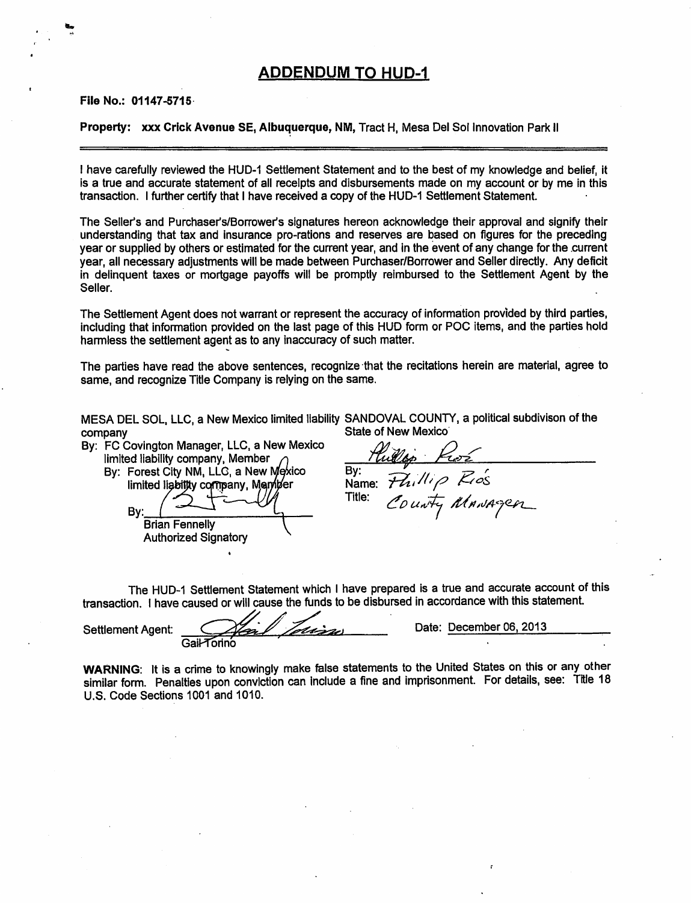# ADDENDUM TO HUD-1

**File No.: 01147-5715**

**Property: xxx Crick Avenue SE, Albuquerque, NM,** Tract H, Mesa Del Sol Innovation Park II

---

I have carefully reviewed the HUD-1 Settlement Statement and to the best of my knowledge and belief, it is a true and accurate statement of all receipts and disbursements made on my account or by me in this transaction. I further certify that I have received a copy of the HUD-1 Settlement Statement.

The Seller's and Purchaser's/Borrower's signatures hereon acknowledge their approval and signify their understanding that tax and insurance pro-rations and reserves are based on figures for the preceding year or supplied by others or estimated for the current year, and in the event of any change for the current year, all necessary adjustments will be made between Purchaser/Borrower and Seller directly. Any deficit in delinquent taxes or mortgage payoffs will be promptly reimbursed to the Settlement Agent by the Seller.

The Settlement Agent does not warrant or represent the accuracy of information provided by third parties, including that information provided on the last page of this HUD form or POC items, and the parties hold harmless the settlement agent as to any inaccuracy of such matter.

The parties have read the above sentences, recognize that the recitations herein are material, agree to same, and recognize Title Company is relying on the same.

MESA DEL SOL, LLC, a New Mexico limited liability company

By: FC Covington Manager, LLC, a New Mexico limited liability company, Member

By: Forest City NM, LLC, a New Mexico limited liability company, Member

By: [signature]

Brian Fennelly
Authorized Signatory

SANDOVAL COUNTY, a political subdivison of the State of New Mexico

[signature]

By:
Name: Phillip Rios
Title: County Manager

The HUD-1 Settlement Statement which I have prepared is a true and accurate account of this transaction. I have caused or will cause the funds to be disbursed in accordance with this statement.

Settlement Agent: [signature]
Gail Torino

Date: December 06, 2013

**WARNING**: It is a crime to knowingly make false statements to the United States on this or any other similar form. Penalties upon conviction can include a fine and imprisonment. For details, see: Title 18 U.S. Code Sections 1001 and 1010.